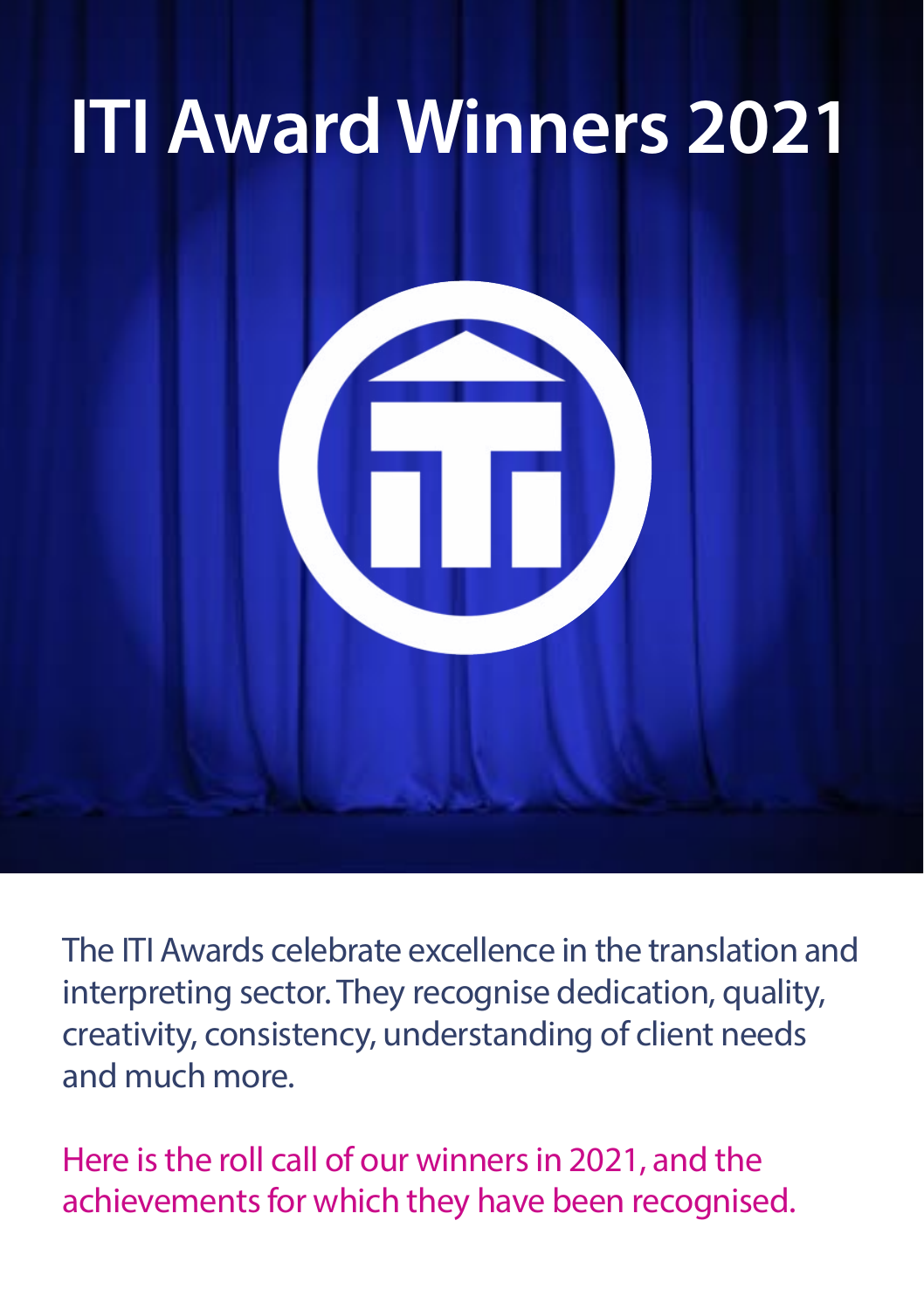# ITI Award Winners 2021

The ITI Awards celebrate excellence in the translation and interpreting sector. They recognise dedication, quality, creativity, consistency, understanding of client needs and much more.

Here is the roll call of our winners in 2021, and the achievements for which they have been recognised.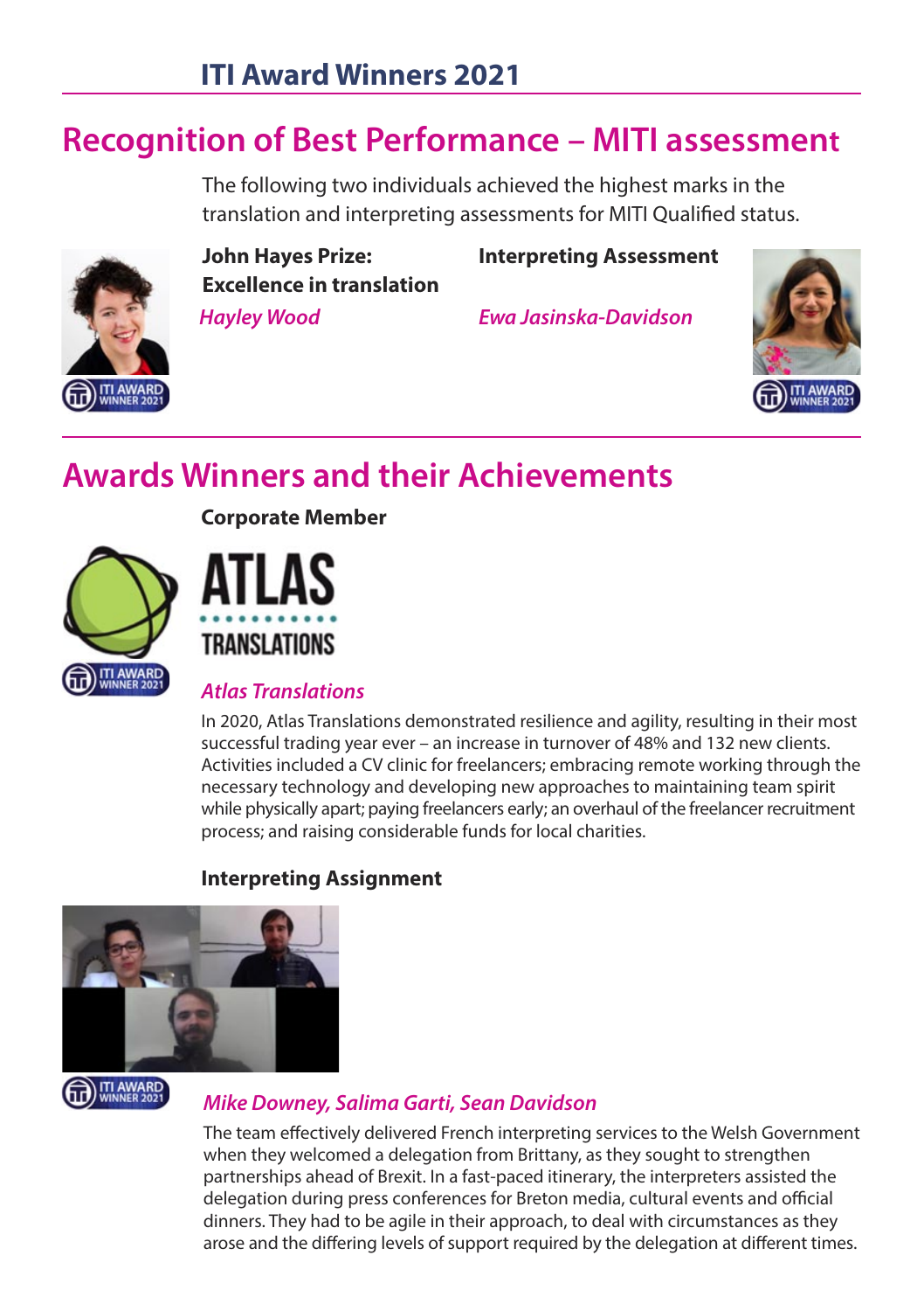# ITI Award Winners 2021

## Recognition of Best Performance – MITI assessment

The following two individuals achieved the highest marks in the translation and interpreting assessments for MITI Qualified status.

**John Hayes Prize: Excellence in translation**

*Hayley Wood*

**Interpreting Assessment**

*Ewa Jasinska-Davidson*

## Awards Winners and their Achievements

**Corporate Member**

*Atlas Translations*

In 2020, Atlas Translations demonstrated resilience and agility, resulting in their most successful trading year ever – an increase in turnover of 48% and 132 new clients. Activities included a CV clinic for freelancers; embracing remote working through the necessary technology and developing new approaches to maintaining team spirit while physically apart; paying freelancers early; an overhaul of the freelancer recruitment process; and raising considerable funds for local charities.

**Interpreting Assignment**

*Mike Downey, Salima Garti, Sean Davidson*

The team effectively delivered French interpreting services to the Welsh Government when they welcomed a delegation from Brittany, as they sought to strengthen partnerships ahead of Brexit. In a fast-paced itinerary, the interpreters assisted the delegation during press conferences for Breton media, cultural events and official dinners. They had to be agile in their approach, to deal with circumstances as they arose and the differing levels of support required by the delegation at different times.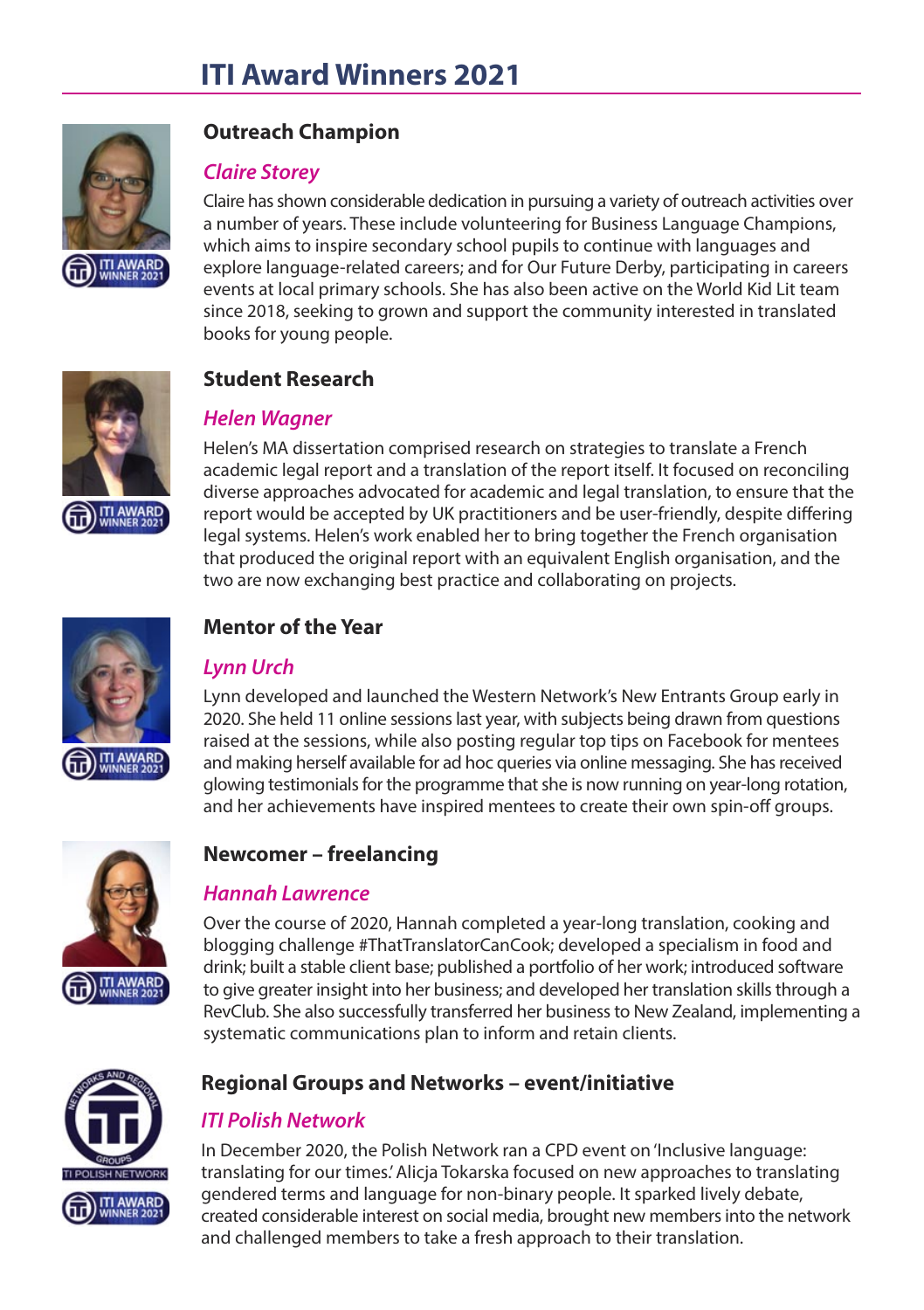# ITI Award Winners 2021

## Outreach Champion

### *Claire Storey*

Claire has shown considerable dedication in pursuing a variety of outreach activities over a number of years. These include volunteering for Business Language Champions, which aims to inspire secondary school pupils to continue with languages and explore language-related careers; and for Our Future Derby, participating in careers events at local primary schools. She has also been active on the World Kid Lit team since 2018, seeking to grown and support the community interested in translated books for young people.

## Student Research

### *Helen Wagner*

Helen's MA dissertation comprised research on strategies to translate a French academic legal report and a translation of the report itself. It focused on reconciling diverse approaches advocated for academic and legal translation, to ensure that the report would be accepted by UK practitioners and be user-friendly, despite differing legal systems. Helen's work enabled her to bring together the French organisation that produced the original report with an equivalent English organisation, and the two are now exchanging best practice and collaborating on projects.

## Mentor of the Year

### *Lynn Urch*

Lynn developed and launched the Western Network's New Entrants Group early in 2020. She held 11 online sessions last year, with subjects being drawn from questions raised at the sessions, while also posting regular top tips on Facebook for mentees and making herself available for ad hoc queries via online messaging. She has received glowing testimonials for the programme that she is now running on year-long rotation, and her achievements have inspired mentees to create their own spin-off groups.

## Newcomer – freelancing

### *Hannah Lawrence*

Over the course of 2020, Hannah completed a year-long translation, cooking and blogging challenge #ThatTranslatorCanCook; developed a specialism in food and drink; built a stable client base; published a portfolio of her work; introduced software to give greater insight into her business; and developed her translation skills through a RevClub. She also successfully transferred her business to New Zealand, implementing a systematic communications plan to inform and retain clients.

## Regional Groups and Networks – event/initiative

### *ITI Polish Network*

In December 2020, the Polish Network ran a CPD event on 'Inclusive language: translating for our times.' Alicja Tokarska focused on new approaches to translating gendered terms and language for non-binary people. It sparked lively debate, created considerable interest on social media, brought new members into the network and challenged members to take a fresh approach to their translation.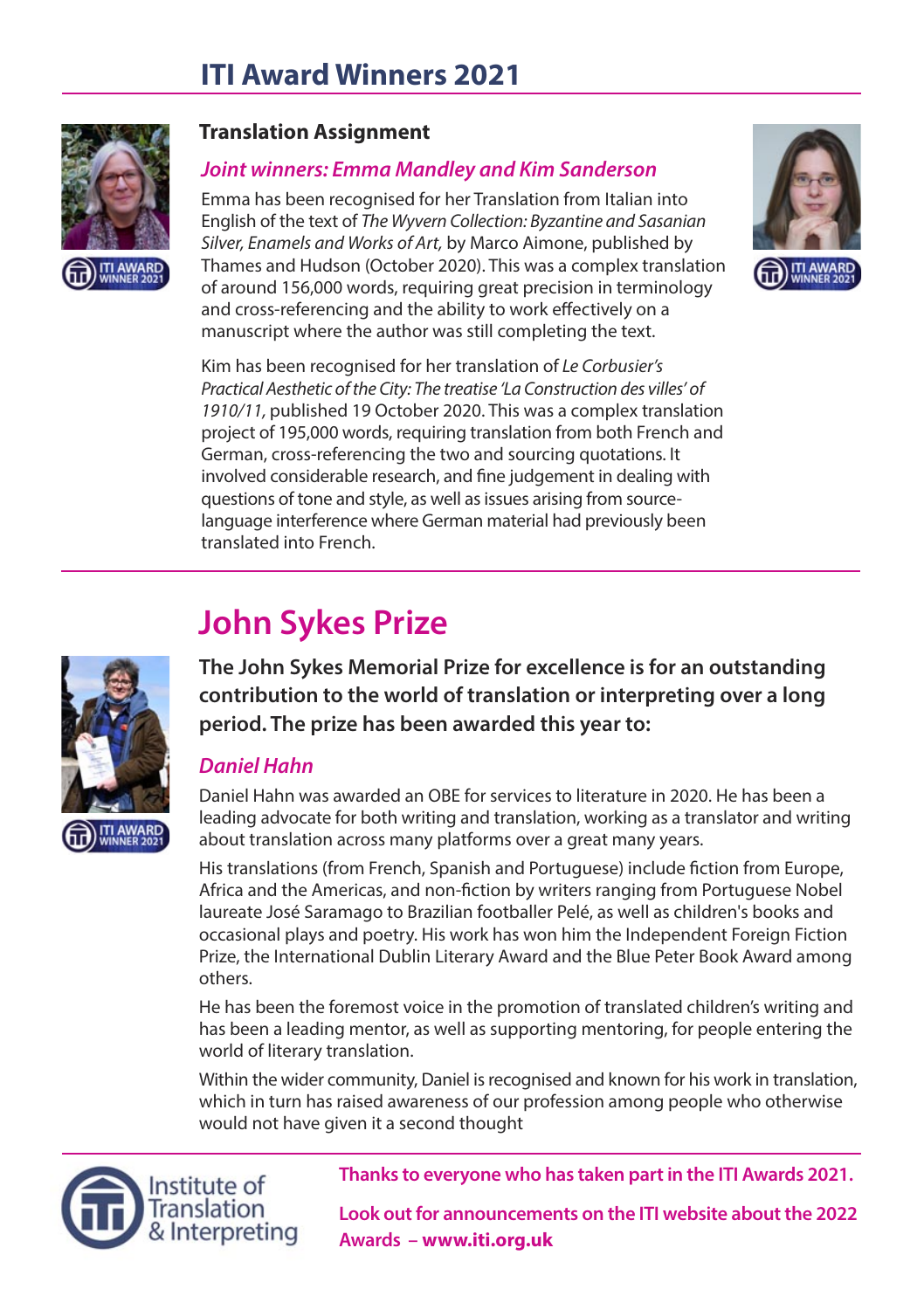# ITI Award Winners 2021

### Translation Assignment

*Joint winners: Emma Mandley and Kim Sanderson*

Emma has been recognised for her Translation from Italian into English of the text of *The Wyvern Collection: Byzantine and Sasanian Silver, Enamels and Works of Art,* by Marco Aimone, published by Thames and Hudson (October 2020). This was a complex translation of around 156,000 words, requiring great precision in terminology and cross-referencing and the ability to work effectively on a manuscript where the author was still completing the text.

Kim has been recognised for her translation of *Le Corbusier's Practical Aesthetic of the City: The treatise 'La Construction des villes' of 1910/11,* published 19 October 2020. This was a complex translation project of 195,000 words, requiring translation from both French and German, cross-referencing the two and sourcing quotations. It involved considerable research, and fine judgement in dealing with questions of tone and style, as well as issues arising from source-language interference where German material had previously been translated into French.

## John Sykes Prize

**The John Sykes Memorial Prize for excellence is for an outstanding contribution to the world of translation or interpreting over a long period. The prize has been awarded this year to:**

*Daniel Hahn*

Daniel Hahn was awarded an OBE for services to literature in 2020. He has been a leading advocate for both writing and translation, working as a translator and writing about translation across many platforms over a great many years.

His translations (from French, Spanish and Portuguese) include fiction from Europe, Africa and the Americas, and non-fiction by writers ranging from Portuguese Nobel laureate José Saramago to Brazilian footballer Pelé, as well as children's books and occasional plays and poetry. His work has won him the Independent Foreign Fiction Prize, the International Dublin Literary Award and the Blue Peter Book Award among others.

He has been the foremost voice in the promotion of translated children's writing and has been a leading mentor, as well as supporting mentoring, for people entering the world of literary translation.

Within the wider community, Daniel is recognised and known for his work in translation, which in turn has raised awareness of our profession among people who otherwise would not have given it a second thought

Institute of Translation & Interpreting

**Thanks to everyone who has taken part in the ITI Awards 2021.**

**Look out for announcements on the ITI website about the 2022 Awards – www.iti.org.uk**